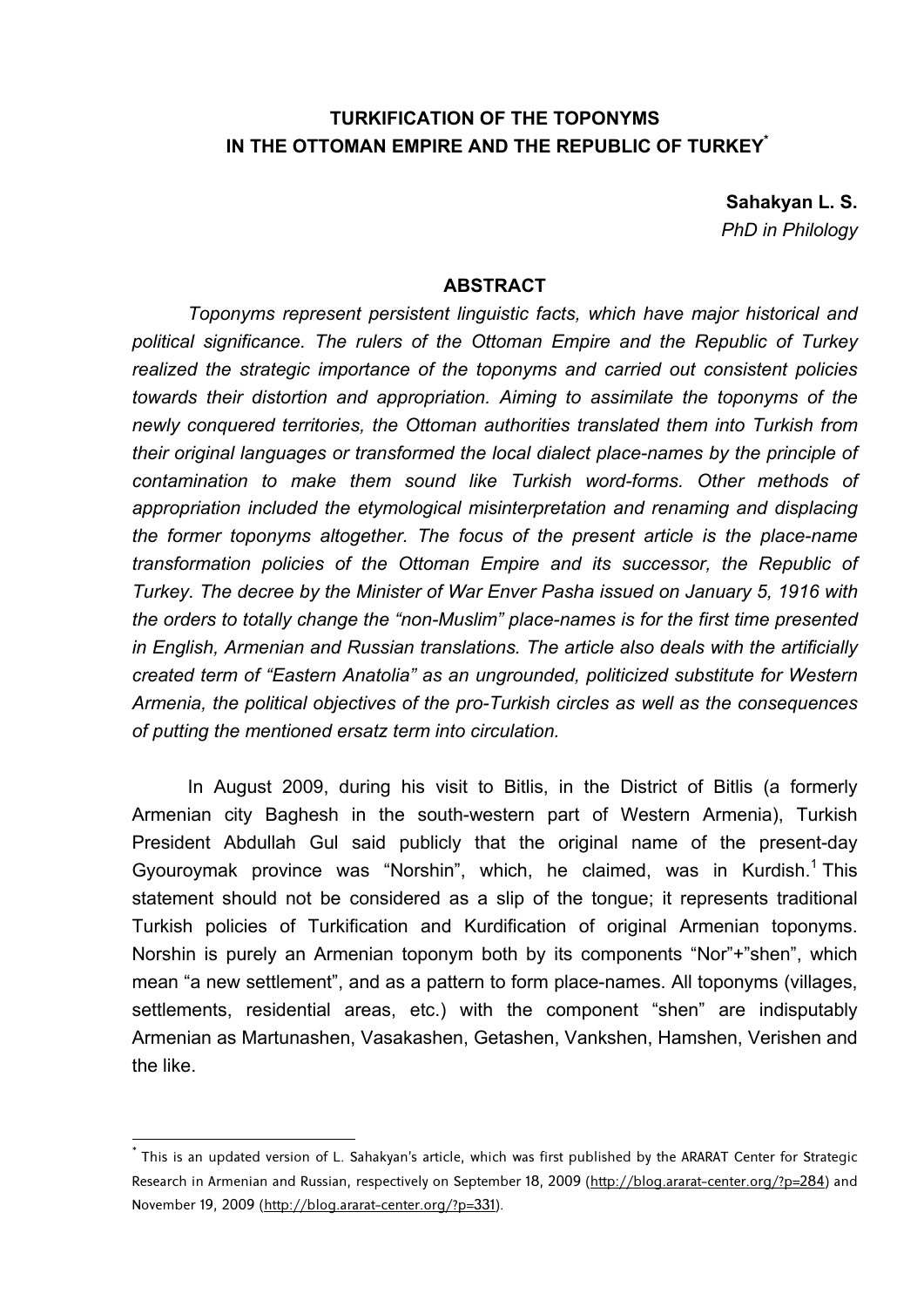# TURKIFICATION OF THE TOPONYMS IN THE OTTOMAN EMPIRE AND THE REPUBLIC OF TURKEY[*]

**Sahakyan L. S.**
*PhD in Philology*

## ABSTRACT

*Toponyms represent persistent linguistic facts, which have major historical and political significance. The rulers of the Ottoman Empire and the Republic of Turkey realized the strategic importance of the toponyms and carried out consistent policies towards their distortion and appropriation. Aiming to assimilate the toponyms of the newly conquered territories, the Ottoman authorities translated them into Turkish from their original languages or transformed the local dialect place-names by the principle of contamination to make them sound like Turkish word-forms. Other methods of appropriation included the etymological misinterpretation and renaming and displacing the former toponyms altogether. The focus of the present article is the place-name transformation policies of the Ottoman Empire and its successor, the Republic of Turkey. The decree by the Minister of War Enver Pasha issued on January 5, 1916 with the orders to totally change the "non-Muslim" place-names is for the first time presented in English, Armenian and Russian translations. The article also deals with the artificially created term of "Eastern Anatolia" as an ungrounded, politicized substitute for Western Armenia, the political objectives of the pro-Turkish circles as well as the consequences of putting the mentioned ersatz term into circulation.*

In August 2009, during his visit to Bitlis, in the District of Bitlis (a formerly Armenian city Baghesh in the south-western part of Western Armenia), Turkish President Abdullah Gul said publicly that the original name of the present-day Gyouroymak province was "Norshin", which, he claimed, was in Kurdish.[1] This statement should not be considered as a slip of the tongue; it represents traditional Turkish policies of Turkification and Kurdification of original Armenian toponyms. Norshin is purely an Armenian toponym both by its components "Nor"+"shen", which mean "a new settlement", and as a pattern to form place-names. All toponyms (villages, settlements, residential areas, etc.) with the component "shen" are indisputably Armenian as Martunashen, Vasakashen, Getashen, Vankshen, Hamshen, Verishen and the like.

---

[*] This is an updated version of L. Sahakyan's article, which was first published by the ARARAT Center for Strategic Research in Armenian and Russian, respectively on September 18, 2009 (http://blog.ararat-center.org/?p=284) and November 19, 2009 (http://blog.ararat-center.org/?p=331).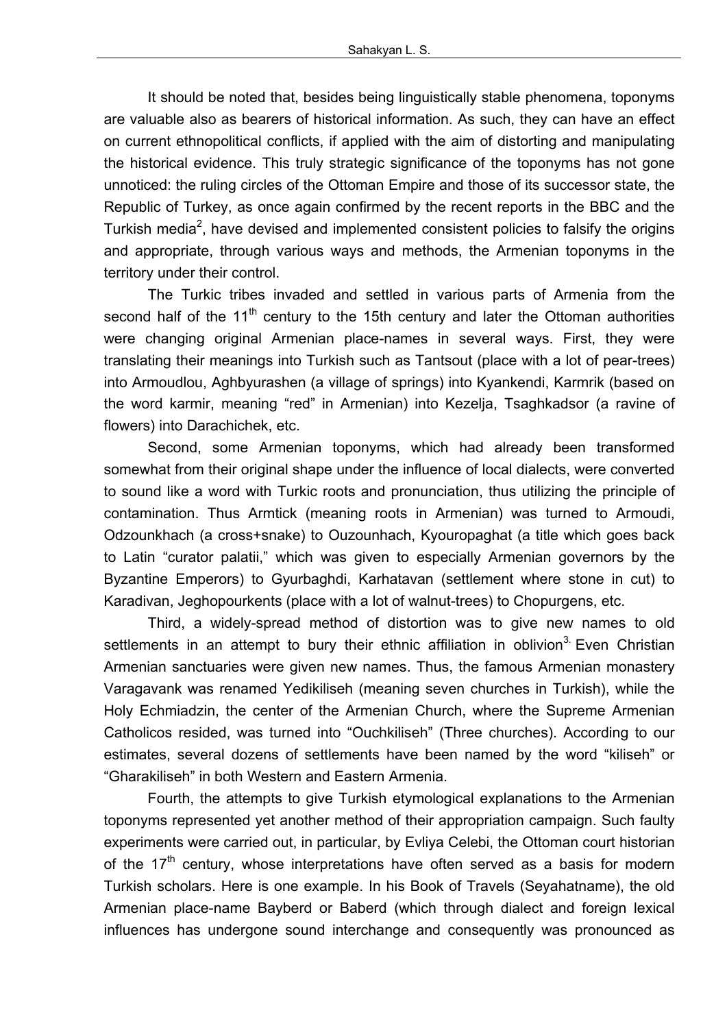It should be noted that, besides being linguistically stable phenomena, toponyms are valuable also as bearers of historical information. As such, they can have an effect on current ethnopolitical conflicts, if applied with the aim of distorting and manipulating the historical evidence. This truly strategic significance of the toponyms has not gone unnoticed: the ruling circles of the Ottoman Empire and those of its successor state, the Republic of Turkey, as once again confirmed by the recent reports in the BBC and the Turkish media[2], have devised and implemented consistent policies to falsify the origins and appropriate, through various ways and methods, the Armenian toponyms in the territory under their control.

The Turkic tribes invaded and settled in various parts of Armenia from the second half of the 11th century to the 15th century and later the Ottoman authorities were changing original Armenian place-names in several ways. First, they were translating their meanings into Turkish such as Tantsout (place with a lot of pear-trees) into Armoudlou, Aghbyurashen (a village of springs) into Kyankendi, Karmrik (based on the word karmir, meaning "red" in Armenian) into Kezelja, Tsaghkadsor (a ravine of flowers) into Darachichek, etc.

Second, some Armenian toponyms, which had already been transformed somewhat from their original shape under the influence of local dialects, were converted to sound like a word with Turkic roots and pronunciation, thus utilizing the principle of contamination. Thus Armtick (meaning roots in Armenian) was turned to Armoudi, Odzounkhach (a cross+snake) to Ouzounhach, Kyouropaghat (a title which goes back to Latin "curator palatii," which was given to especially Armenian governors by the Byzantine Emperors) to Gyurbaghdi, Karhatavan (settlement where stone in cut) to Karadivan, Jeghopourkents (place with a lot of walnut-trees) to Chopurgens, etc.

Third, a widely-spread method of distortion was to give new names to old settlements in an attempt to bury their ethnic affiliation in oblivion[3]. Even Christian Armenian sanctuaries were given new names. Thus, the famous Armenian monastery Varagavank was renamed Yedikiliseh (meaning seven churches in Turkish), while the Holy Echmiadzin, the center of the Armenian Church, where the Supreme Armenian Catholicos resided, was turned into "Ouchkiliseh" (Three churches). According to our estimates, several dozens of settlements have been named by the word "kiliseh" or "Gharakiliseh" in both Western and Eastern Armenia.

Fourth, the attempts to give Turkish etymological explanations to the Armenian toponyms represented yet another method of their appropriation campaign. Such faulty experiments were carried out, in particular, by Evliya Celebi, the Ottoman court historian of the 17th century, whose interpretations have often served as a basis for modern Turkish scholars. Here is one example. In his Book of Travels (Seyahatname), the old Armenian place-name Bayberd or Baberd (which through dialect and foreign lexical influences has undergone sound interchange and consequently was pronounced as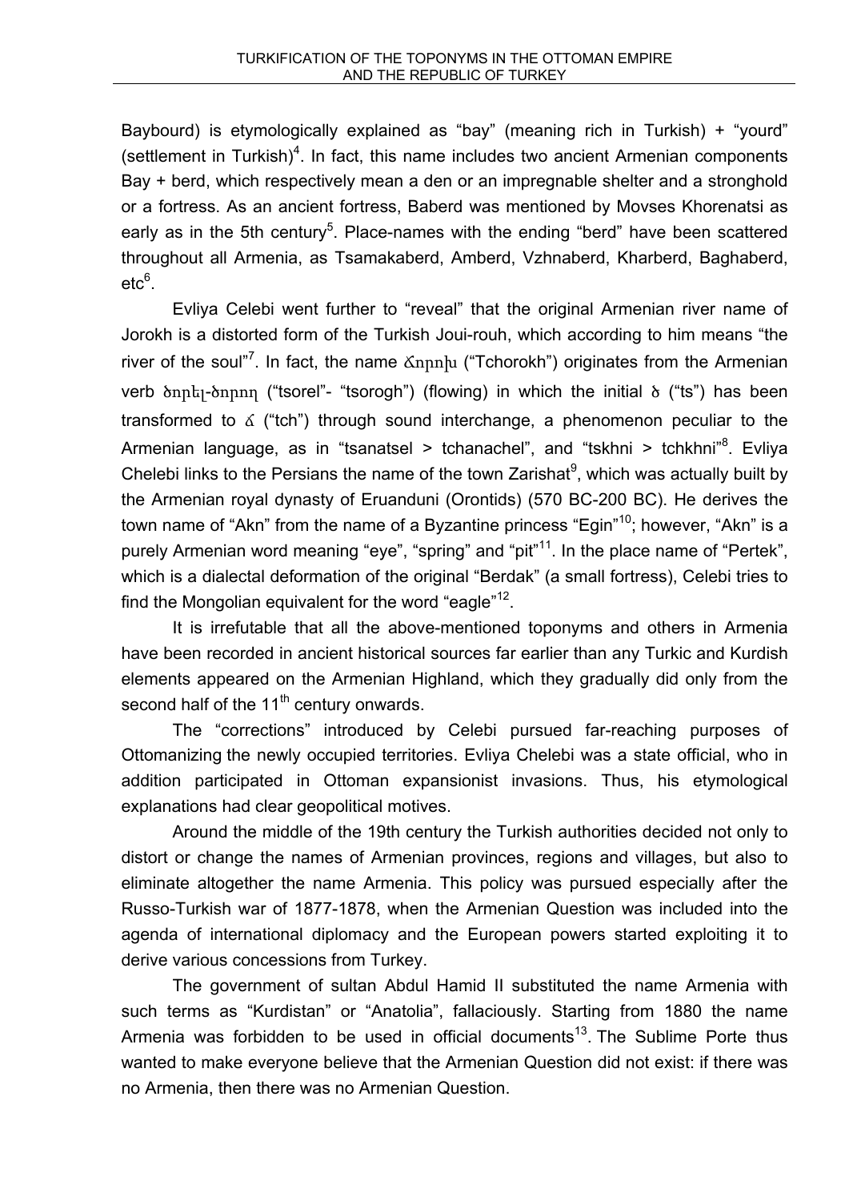Baybourd) is etymologically explained as “bay” (meaning rich in Turkish) + “yourd” (settlement in Turkish)[4]. In fact, this name includes two ancient Armenian components Bay + berd, which respectively mean a den or an impregnable shelter and a stronghold or a fortress. As an ancient fortress, Baberd was mentioned by Movses Khorenatsi as early as in the 5th century[5]. Place-names with the ending “berd” have been scattered throughout all Armenia, as Tsamakaberd, Amberd, Vzhnaberd, Kharberd, Baghaberd, etc[6].

Evliya Celebi went further to “reveal” that the original Armenian river name of Jorokh is a distorted form of the Turkish Joui-rouh, which according to him means “the river of the soul”[7]. In fact, the name Ճորոխ (“Tchorokh”) originates from the Armenian verb ծորել-ծորող (“tsorel”- “tsorogh”) (flowing) in which the initial ծ (“ts”) has been transformed to ճ (“tch”) through sound interchange, a phenomenon peculiar to the Armenian language, as in “tsanatsel > tchanachel”, and “tskhni > tchkhni”[8]. Evliya Chelebi links to the Persians the name of the town Zarishat[9], which was actually built by the Armenian royal dynasty of Eruanduni (Orontids) (570 BC-200 BC). He derives the town name of “Akn” from the name of a Byzantine princess “Egin”[10]; however, “Akn” is a purely Armenian word meaning “eye”, “spring” and “pit”[11]. In the place name of “Pertek”, which is a dialectal deformation of the original “Berdak” (a small fortress), Celebi tries to find the Mongolian equivalent for the word “eagle”[12].

It is irrefutable that all the above-mentioned toponyms and others in Armenia have been recorded in ancient historical sources far earlier than any Turkic and Kurdish elements appeared on the Armenian Highland, which they gradually did only from the second half of the 11th century onwards.

The “corrections” introduced by Celebi pursued far-reaching purposes of Ottomanizing the newly occupied territories. Evliya Chelebi was a state official, who in addition participated in Ottoman expansionist invasions. Thus, his etymological explanations had clear geopolitical motives.

Around the middle of the 19th century the Turkish authorities decided not only to distort or change the names of Armenian provinces, regions and villages, but also to eliminate altogether the name Armenia. This policy was pursued especially after the Russo-Turkish war of 1877-1878, when the Armenian Question was included into the agenda of international diplomacy and the European powers started exploiting it to derive various concessions from Turkey.

The government of sultan Abdul Hamid II substituted the name Armenia with such terms as “Kurdistan” or “Anatolia”, fallaciously. Starting from 1880 the name Armenia was forbidden to be used in official documents[13]. The Sublime Porte thus wanted to make everyone believe that the Armenian Question did not exist: if there was no Armenia, then there was no Armenian Question.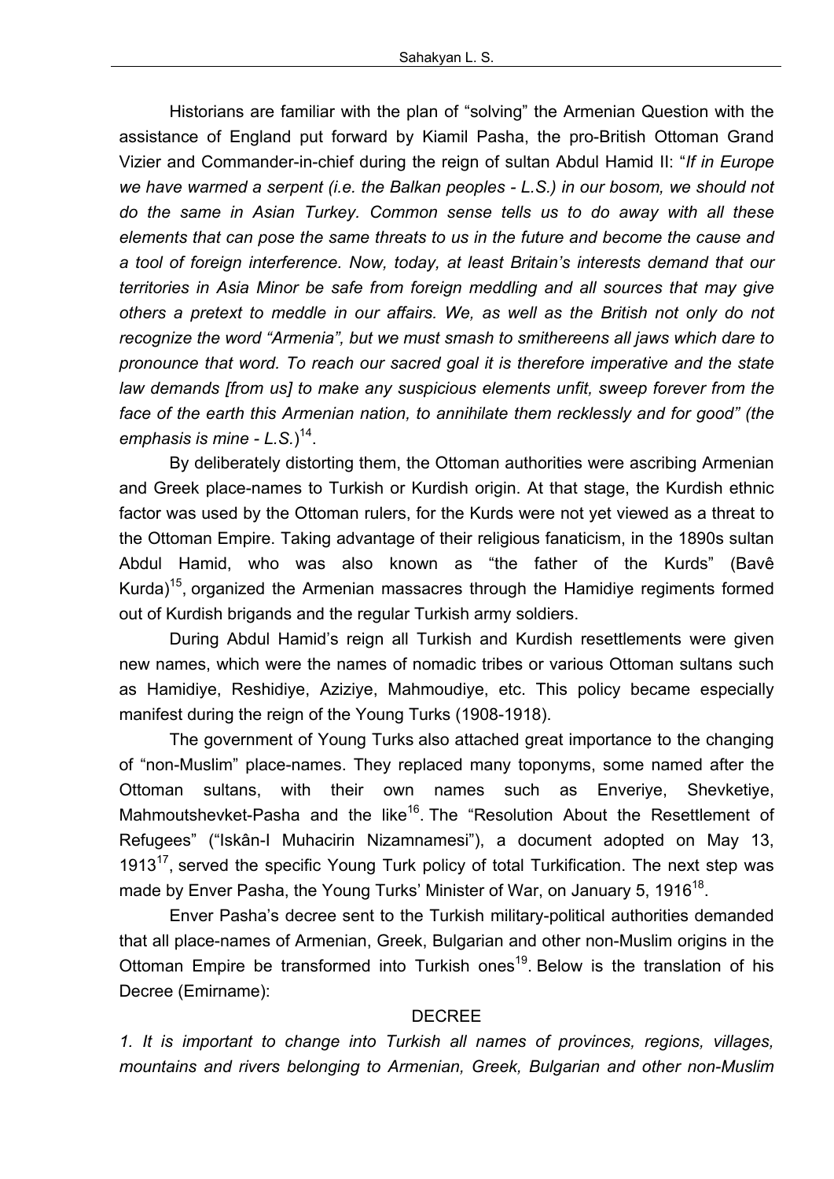Historians are familiar with the plan of "solving" the Armenian Question with the assistance of England put forward by Kiamil Pasha, the pro-British Ottoman Grand Vizier and Commander-in-chief during the reign of sultan Abdul Hamid II: "*If in Europe we have warmed a serpent (i.e. the Balkan peoples - L.S.) in our bosom, we should not do the same in Asian Turkey. Common sense tells us to do away with all these elements that can pose the same threats to us in the future and become the cause and a tool of foreign interference. Now, today, at least Britain's interests demand that our territories in Asia Minor be safe from foreign meddling and all sources that may give others a pretext to meddle in our affairs. We, as well as the British not only do not recognize the word "Armenia", but we must smash to smithereens all jaws which dare to pronounce that word. To reach our sacred goal it is therefore imperative and the state law demands [from us] to make any suspicious elements unfit, sweep forever from the face of the earth this Armenian nation, to annihilate them recklessly and for good" (the emphasis is mine - L.S.*)[14].

By deliberately distorting them, the Ottoman authorities were ascribing Armenian and Greek place-names to Turkish or Kurdish origin. At that stage, the Kurdish ethnic factor was used by the Ottoman rulers, for the Kurds were not yet viewed as a threat to the Ottoman Empire. Taking advantage of their religious fanaticism, in the 1890s sultan Abdul Hamid, who was also known as "the father of the Kurds" (Bavê Kurda)[15], organized the Armenian massacres through the Hamidiye regiments formed out of Kurdish brigands and the regular Turkish army soldiers.

During Abdul Hamid's reign all Turkish and Kurdish resettlements were given new names, which were the names of nomadic tribes or various Ottoman sultans such as Hamidiye, Reshidiye, Aziziye, Mahmoudiye, etc. This policy became especially manifest during the reign of the Young Turks (1908-1918).

The government of Young Turks also attached great importance to the changing of "non-Muslim" place-names. They replaced many toponyms, some named after the Ottoman sultans, with their own names such as Enveriye, Shevketiye, Mahmoutshevket-Pasha and the like[16]. The "Resolution About the Resettlement of Refugees" ("Iskân-I Muhacirin Nizamnamesi"), a document adopted on May 13, 1913[17], served the specific Young Turk policy of total Turkification. The next step was made by Enver Pasha, the Young Turks' Minister of War, on January 5, 1916[18].

Enver Pasha's decree sent to the Turkish military-political authorities demanded that all place-names of Armenian, Greek, Bulgarian and other non-Muslim origins in the Ottoman Empire be transformed into Turkish ones[19]. Below is the translation of his Decree (Emirname):

DECREE

*1. It is important to change into Turkish all names of provinces, regions, villages, mountains and rivers belonging to Armenian, Greek, Bulgarian and other non-Muslim*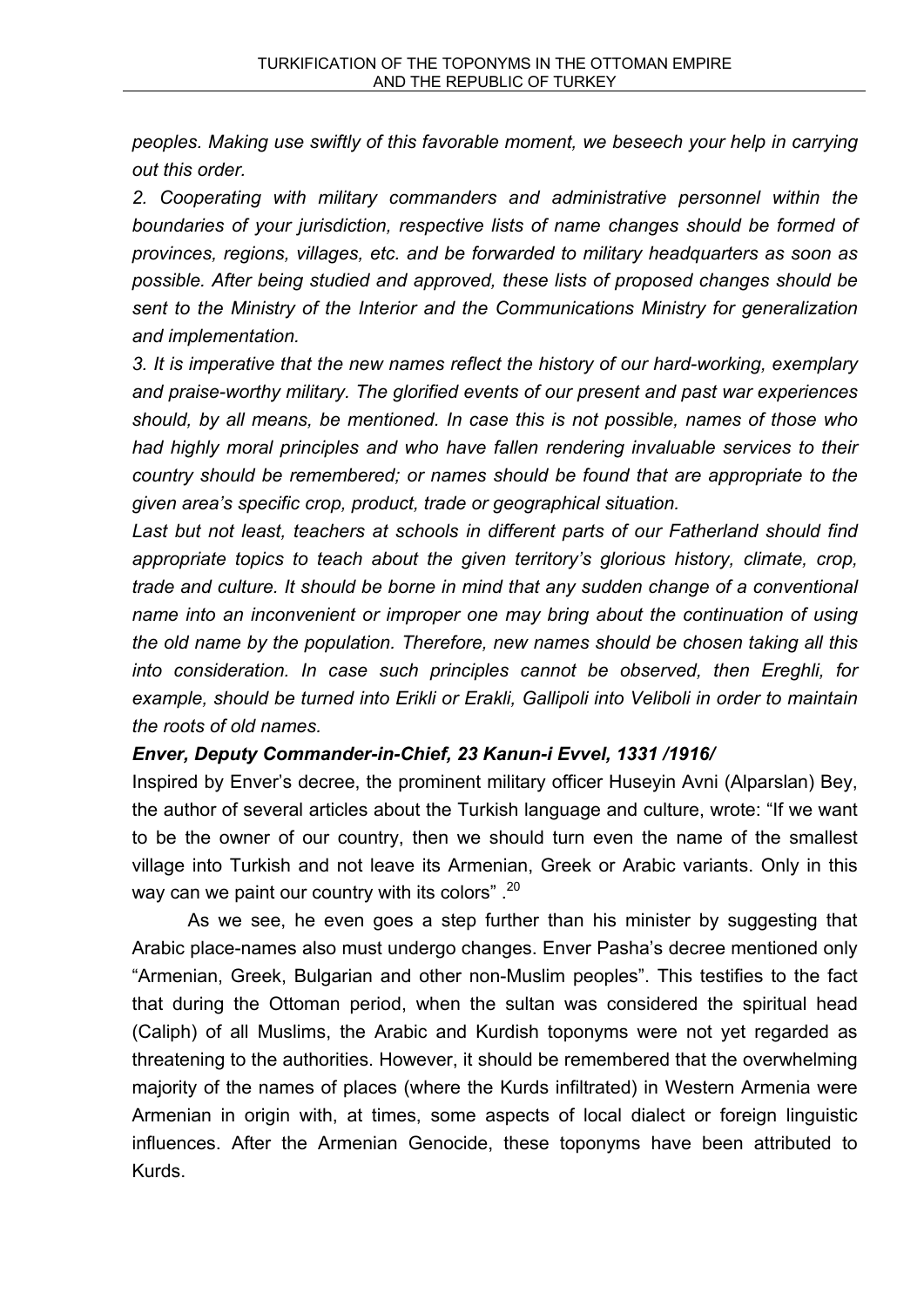*peoples. Making use swiftly of this favorable moment, we beseech your help in carrying out this order.*

*2. Cooperating with military commanders and administrative personnel within the boundaries of your jurisdiction, respective lists of name changes should be formed of provinces, regions, villages, etc. and be forwarded to military headquarters as soon as possible. After being studied and approved, these lists of proposed changes should be sent to the Ministry of the Interior and the Communications Ministry for generalization and implementation.*

*3. It is imperative that the new names reflect the history of our hard-working, exemplary and praise-worthy military. The glorified events of our present and past war experiences should, by all means, be mentioned. In case this is not possible, names of those who had highly moral principles and who have fallen rendering invaluable services to their country should be remembered; or names should be found that are appropriate to the given area's specific crop, product, trade or geographical situation.*

*Last but not least, teachers at schools in different parts of our Fatherland should find appropriate topics to teach about the given territory's glorious history, climate, crop, trade and culture. It should be borne in mind that any sudden change of a conventional name into an inconvenient or improper one may bring about the continuation of using the old name by the population. Therefore, new names should be chosen taking all this into consideration. In case such principles cannot be observed, then Ereghli, for example, should be turned into Erikli or Erakli, Gallipoli into Veliboli in order to maintain the roots of old names.*

***Enver, Deputy Commander-in-Chief, 23 Kanun-i Evvel, 1331 /1916/***

Inspired by Enver's decree, the prominent military officer Huseyin Avni (Alparslan) Bey, the author of several articles about the Turkish language and culture, wrote: "If we want to be the owner of our country, then we should turn even the name of the smallest village into Turkish and not leave its Armenian, Greek or Arabic variants. Only in this way can we paint our country with its colors" .[20]

As we see, he even goes a step further than his minister by suggesting that Arabic place-names also must undergo changes. Enver Pasha's decree mentioned only "Armenian, Greek, Bulgarian and other non-Muslim peoples". This testifies to the fact that during the Ottoman period, when the sultan was considered the spiritual head (Caliph) of all Muslims, the Arabic and Kurdish toponyms were not yet regarded as threatening to the authorities. However, it should be remembered that the overwhelming majority of the names of places (where the Kurds infiltrated) in Western Armenia were Armenian in origin with, at times, some aspects of local dialect or foreign linguistic influences. After the Armenian Genocide, these toponyms have been attributed to Kurds.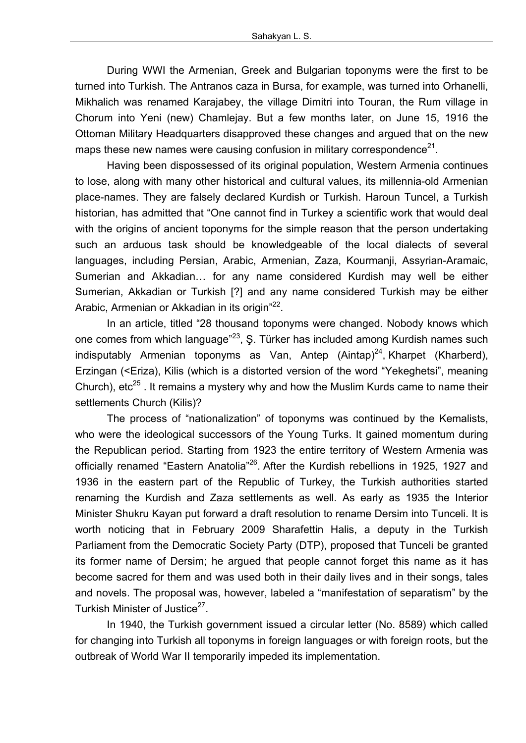During WWI the Armenian, Greek and Bulgarian toponyms were the first to be turned into Turkish. The Antranos caza in Bursa, for example, was turned into Orhanelli, Mikhalich was renamed Karajabey, the village Dimitri into Touran, the Rum village in Chorum into Yeni (new) Chamlejay. But a few months later, on June 15, 1916 the Ottoman Military Headquarters disapproved these changes and argued that on the new maps these new names were causing confusion in military correspondence[21].

Having been dispossessed of its original population, Western Armenia continues to lose, along with many other historical and cultural values, its millennia-old Armenian place-names. They are falsely declared Kurdish or Turkish. Haroun Tuncel, a Turkish historian, has admitted that "One cannot find in Turkey a scientific work that would deal with the origins of ancient toponyms for the simple reason that the person undertaking such an arduous task should be knowledgeable of the local dialects of several languages, including Persian, Arabic, Armenian, Zaza, Kourmanji, Assyrian-Aramaic, Sumerian and Akkadian… for any name considered Kurdish may well be either Sumerian, Akkadian or Turkish [?] and any name considered Turkish may be either Arabic, Armenian or Akkadian in its origin"[22].

In an article, titled "28 thousand toponyms were changed. Nobody knows which one comes from which language"[23], Ş. Türker has included among Kurdish names such indisputably Armenian toponyms as Van, Antep (Aintap)[24], Kharpet (Kharberd), Erzingan (<Eriza), Kilis (which is a distorted version of the word "Yekeghetsi", meaning Church), etc[25] . It remains a mystery why and how the Muslim Kurds came to name their settlements Church (Kilis)?

The process of "nationalization" of toponyms was continued by the Kemalists, who were the ideological successors of the Young Turks. It gained momentum during the Republican period. Starting from 1923 the entire territory of Western Armenia was officially renamed "Eastern Anatolia"[26]. After the Kurdish rebellions in 1925, 1927 and 1936 in the eastern part of the Republic of Turkey, the Turkish authorities started renaming the Kurdish and Zaza settlements as well. As early as 1935 the Interior Minister Shukru Kayan put forward a draft resolution to rename Dersim into Tunceli. It is worth noticing that in February 2009 Sharafettin Halis, a deputy in the Turkish Parliament from the Democratic Society Party (DTP), proposed that Tunceli be granted its former name of Dersim; he argued that people cannot forget this name as it has become sacred for them and was used both in their daily lives and in their songs, tales and novels. The proposal was, however, labeled a "manifestation of separatism" by the Turkish Minister of Justice[27].

In 1940, the Turkish government issued a circular letter (No. 8589) which called for changing into Turkish all toponyms in foreign languages or with foreign roots, but the outbreak of World War II temporarily impeded its implementation.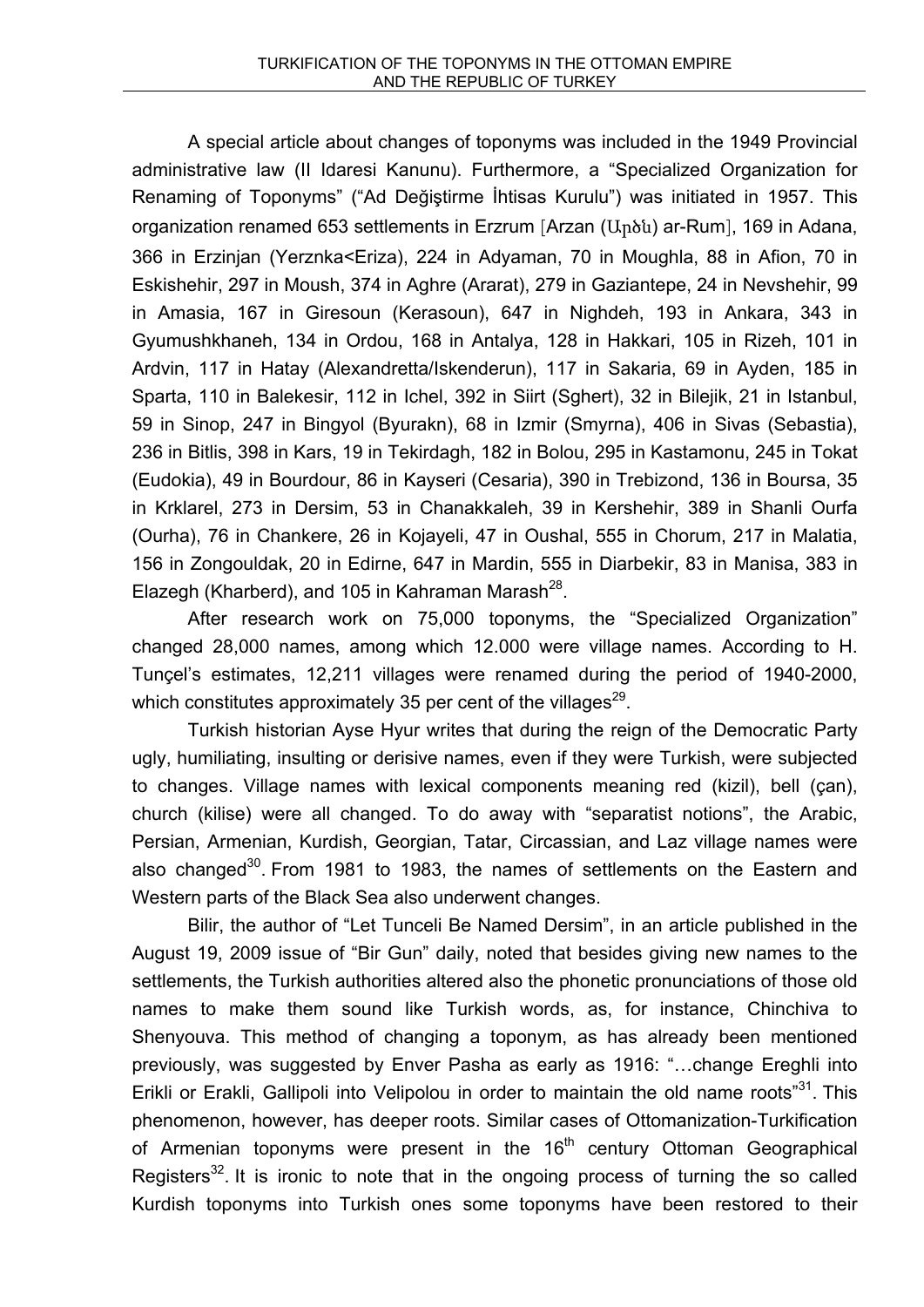A special article about changes of toponyms was included in the 1949 Provincial administrative law (Il Idaresi Kanunu). Furthermore, a "Specialized Organization for Renaming of Toponyms" ("Ad Değiştirme İhtisas Kurulu") was initiated in 1957. This organization renamed 653 settlements in Erzrum [Arzan (Արծն) ar-Rum], 169 in Adana, 366 in Erzinjan (Yerznka<Eriza), 224 in Adyaman, 70 in Moughla, 88 in Afion, 70 in Eskishehir, 297 in Moush, 374 in Aghre (Ararat), 279 in Gaziantepe, 24 in Nevshehir, 99 in Amasia, 167 in Giresoun (Kerasoun), 647 in Nighdeh, 193 in Ankara, 343 in Gyumushkhaneh, 134 in Ordou, 168 in Antalya, 128 in Hakkari, 105 in Rizeh, 101 in Ardvin, 117 in Hatay (Alexandretta/Iskenderun), 117 in Sakaria, 69 in Ayden, 185 in Sparta, 110 in Balekesir, 112 in Ichel, 392 in Siirt (Sghert), 32 in Bilejik, 21 in Istanbul, 59 in Sinop, 247 in Bingyol (Byurakn), 68 in Izmir (Smyrna), 406 in Sivas (Sebastia), 236 in Bitlis, 398 in Kars, 19 in Tekirdagh, 182 in Bolou, 295 in Kastamonu, 245 in Tokat (Eudokia), 49 in Bourdour, 86 in Kayseri (Cesaria), 390 in Trebizond, 136 in Boursa, 35 in Krklarel, 273 in Dersim, 53 in Chanakkaleh, 39 in Kershehir, 389 in Shanli Ourfa (Ourha), 76 in Chankere, 26 in Kojayeli, 47 in Oushal, 555 in Chorum, 217 in Malatia, 156 in Zongouldak, 20 in Edirne, 647 in Mardin, 555 in Diarbekir, 83 in Manisa, 383 in Elazegh (Kharberd), and 105 in Kahraman Marash[28].

After research work on 75,000 toponyms, the "Specialized Organization" changed 28,000 names, among which 12.000 were village names. According to H. Tunçel's estimates, 12,211 villages were renamed during the period of 1940-2000, which constitutes approximately 35 per cent of the villages[29].

Turkish historian Ayse Hyur writes that during the reign of the Democratic Party ugly, humiliating, insulting or derisive names, even if they were Turkish, were subjected to changes. Village names with lexical components meaning red (kizil), bell (çan), church (kilise) were all changed. To do away with "separatist notions", the Arabic, Persian, Armenian, Kurdish, Georgian, Tatar, Circassian, and Laz village names were also changed[30]. From 1981 to 1983, the names of settlements on the Eastern and Western parts of the Black Sea also underwent changes.

Bilir, the author of "Let Tunceli Be Named Dersim", in an article published in the August 19, 2009 issue of "Bir Gun" daily, noted that besides giving new names to the settlements, the Turkish authorities altered also the phonetic pronunciations of those old names to make them sound like Turkish words, as, for instance, Chinchiva to Shenyouva. This method of changing a toponym, as has already been mentioned previously, was suggested by Enver Pasha as early as 1916: "…change Ereghli into Erikli or Erakli, Gallipoli into Velipolou in order to maintain the old name roots"[31]. This phenomenon, however, has deeper roots. Similar cases of Ottomanization-Turkification of Armenian toponyms were present in the 16th century Ottoman Geographical Registers[32]. It is ironic to note that in the ongoing process of turning the so called Kurdish toponyms into Turkish ones some toponyms have been restored to their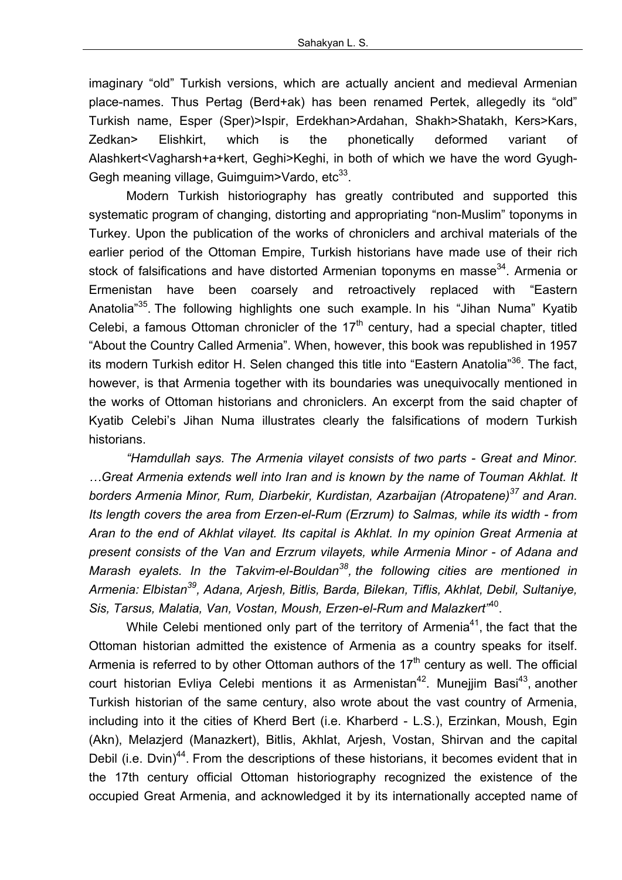imaginary “old” Turkish versions, which are actually ancient and medieval Armenian place-names. Thus Pertag (Berd+ak) has been renamed Pertek, allegedly its “old” Turkish name, Esper (Sper)>Ispir, Erdekhan>Ardahan, Shakh>Shatakh, Kers>Kars, Zedkan> Elishkirt, which is the phonetically deformed variant of Alashkert<Vagharsh+a+kert, Geghi>Keghi, in both of which we have the word Gyugh-Gegh meaning village, Guimguim>Vardo, etc[33].

Modern Turkish historiography has greatly contributed and supported this systematic program of changing, distorting and appropriating “non-Muslim” toponyms in Turkey. Upon the publication of the works of chroniclers and archival materials of the earlier period of the Ottoman Empire, Turkish historians have made use of their rich stock of falsifications and have distorted Armenian toponyms en masse[34]. Armenia or Ermenistan have been coarsely and retroactively replaced with “Eastern Anatolia”[35]. The following highlights one such example. In his “Jihan Numa” Kyatib Celebi, a famous Ottoman chronicler of the 17th century, had a special chapter, titled “About the Country Called Armenia”. When, however, this book was republished in 1957 its modern Turkish editor H. Selen changed this title into “Eastern Anatolia”[36]. The fact, however, is that Armenia together with its boundaries was unequivocally mentioned in the works of Ottoman historians and chroniclers. An excerpt from the said chapter of Kyatib Celebi’s Jihan Numa illustrates clearly the falsifications of modern Turkish historians.

*“Hamdullah says. The Armenia vilayet consists of two parts - Great and Minor. …Great Armenia extends well into Iran and is known by the name of Touman Akhlat. It borders Armenia Minor, Rum, Diarbekir, Kurdistan, Azarbaijan (Atropatene)[37] and Aran. Its length covers the area from Erzen-el-Rum (Erzrum) to Salmas, while its width - from Aran to the end of Akhlat vilayet. Its capital is Akhlat. In my opinion Great Armenia at present consists of the Van and Erzrum vilayets, while Armenia Minor - of Adana and Marash eyalets. In the Takvim-el-Bouldan[38], the following cities are mentioned in Armenia: Elbistan[39], Adana, Arjesh, Bitlis, Barda, Bilekan, Tiflis, Akhlat, Debil, Sultaniye, Sis, Tarsus, Malatia, Van, Vostan, Moush, Erzen-el-Rum and Malazkert”*[40].

While Celebi mentioned only part of the territory of Armenia[41], the fact that the Ottoman historian admitted the existence of Armenia as a country speaks for itself. Armenia is referred to by other Ottoman authors of the 17th century as well. The official court historian Evliya Celebi mentions it as Armenistan[42]. Munejjim Basi[43], another Turkish historian of the same century, also wrote about the vast country of Armenia, including into it the cities of Kherd Bert (i.e. Kharberd - L.S.), Erzinkan, Moush, Egin (Akn), Melazjerd (Manazkert), Bitlis, Akhlat, Arjesh, Vostan, Shirvan and the capital Debil (i.e. Dvin)[44]. From the descriptions of these historians, it becomes evident that in the 17th century official Ottoman historiography recognized the existence of the occupied Great Armenia, and acknowledged it by its internationally accepted name of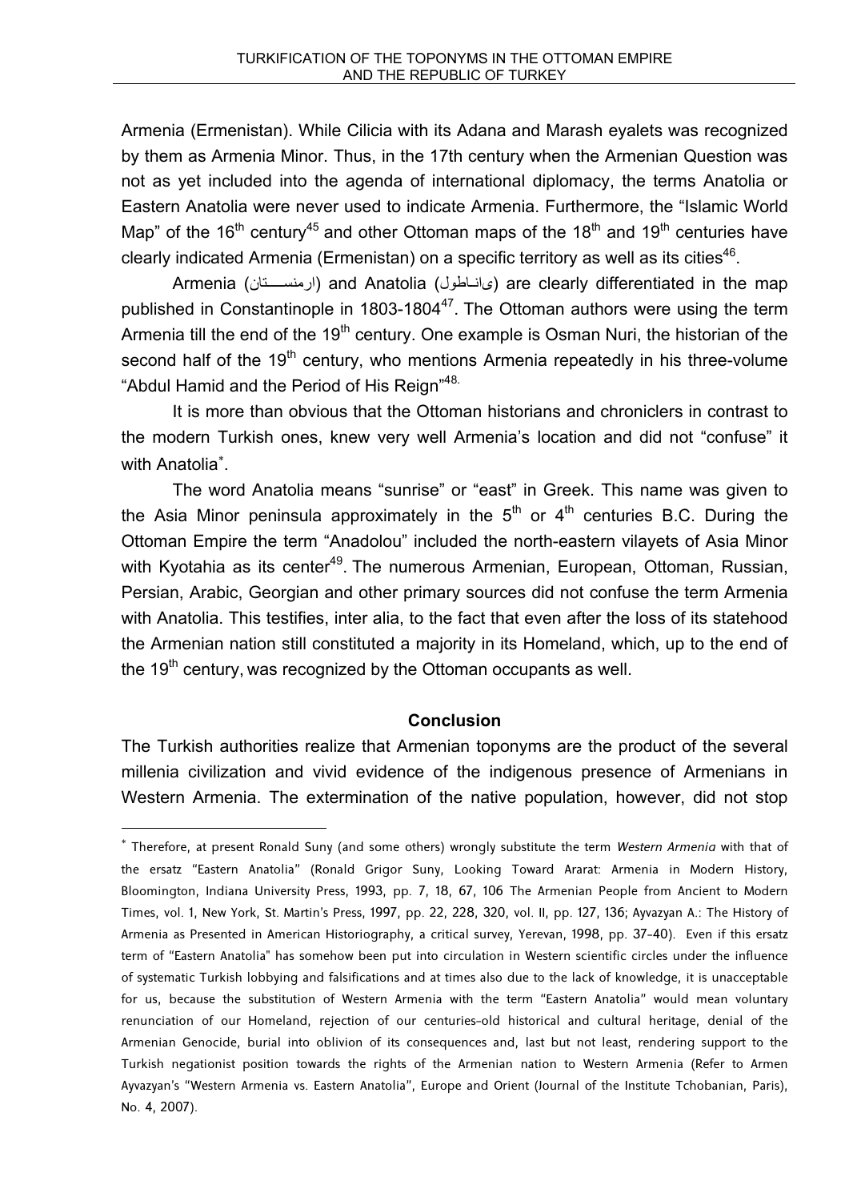Armenia (Ermenistan). While Cilicia with its Adana and Marash eyalets was recognized by them as Armenia Minor. Thus, in the 17th century when the Armenian Question was not as yet included into the agenda of international diplomacy, the terms Anatolia or Eastern Anatolia were never used to indicate Armenia. Furthermore, the "Islamic World Map" of the 16th century[45] and other Ottoman maps of the 18th and 19th centuries have clearly indicated Armenia (Ermenistan) on a specific territory as well as its cities[46].

Armenia (ارمنســـتان) and Anatolia (انــاطول) are clearly differentiated in the map published in Constantinople in 1803-1804[47]. The Ottoman authors were using the term Armenia till the end of the 19th century. One example is Osman Nuri, the historian of the second half of the 19th century, who mentions Armenia repeatedly in his three-volume "Abdul Hamid and the Period of His Reign"[48].

It is more than obvious that the Ottoman historians and chroniclers in contrast to the modern Turkish ones, knew very well Armenia's location and did not "confuse" it with Anatolia*.

The word Anatolia means "sunrise" or "east" in Greek. This name was given to the Asia Minor peninsula approximately in the 5th or 4th centuries B.C. During the Ottoman Empire the term "Anadolou" included the north-eastern vilayets of Asia Minor with Kyotahia as its center[49]. The numerous Armenian, European, Ottoman, Russian, Persian, Arabic, Georgian and other primary sources did not confuse the term Armenia with Anatolia. This testifies, inter alia, to the fact that even after the loss of its statehood the Armenian nation still constituted a majority in its Homeland, which, up to the end of the 19th century, was recognized by the Ottoman occupants as well.

## Conclusion

The Turkish authorities realize that Armenian toponyms are the product of the several millenia civilization and vivid evidence of the indigenous presence of Armenians in Western Armenia. The extermination of the native population, however, did not stop

---

* Therefore, at present Ronald Suny (and some others) wrongly substitute the term *Western Armenia* with that of the ersatz "Eastern Anatolia" (Ronald Grigor Suny, Looking Toward Ararat: Armenia in Modern History, Bloomington, Indiana University Press, 1993, pp. 7, 18, 67, 106 The Armenian People from Ancient to Modern Times, vol. 1, New York, St. Martin's Press, 1997, pp. 22, 228, 320, vol. II, pp. 127, 136; Ayvazyan A.: The History of Armenia as Presented in American Historiography, a critical survey, Yerevan, 1998, pp. 37-40). Even if this ersatz term of "Eastern Anatolia" has somehow been put into circulation in Western scientific circles under the influence of systematic Turkish lobbying and falsifications and at times also due to the lack of knowledge, it is unacceptable for us, because the substitution of Western Armenia with the term "Eastern Anatolia" would mean voluntary renunciation of our Homeland, rejection of our centuries-old historical and cultural heritage, denial of the Armenian Genocide, burial into oblivion of its consequences and, last but not least, rendering support to the Turkish negationist position towards the rights of the Armenian nation to Western Armenia (Refer to Armen Ayvazyan's "Western Armenia vs. Eastern Anatolia", Europe and Orient (Journal of the Institute Tchobanian, Paris), No. 4, 2007).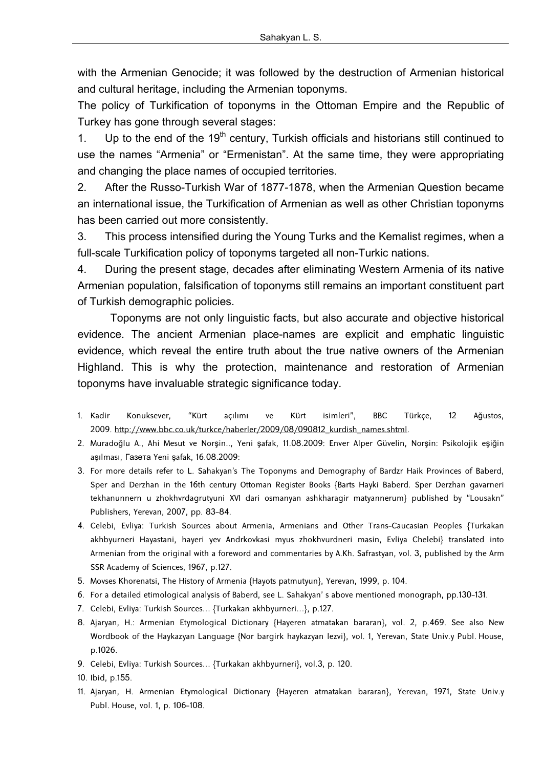with the Armenian Genocide; it was followed by the destruction of Armenian historical and cultural heritage, including the Armenian toponyms.

The policy of Turkification of toponyms in the Ottoman Empire and the Republic of Turkey has gone through several stages:

1. Up to the end of the 19th century, Turkish officials and historians still continued to use the names "Armenia" or "Ermenistan". At the same time, they were appropriating and changing the place names of occupied territories.
2. After the Russo-Turkish War of 1877-1878, when the Armenian Question became an international issue, the Turkification of Armenian as well as other Christian toponyms has been carried out more consistently.
3. This process intensified during the Young Turks and the Kemalist regimes, when a full-scale Turkification policy of toponyms targeted all non-Turkic nations.
4. During the present stage, decades after eliminating Western Armenia of its native Armenian population, falsification of toponyms still remains an important constituent part of Turkish demographic policies.

Toponyms are not only linguistic facts, but also accurate and objective historical evidence. The ancient Armenian place-names are explicit and emphatic linguistic evidence, which reveal the entire truth about the true native owners of the Armenian Highland. This is why the protection, maintenance and restoration of Armenian toponyms have invaluable strategic significance today.

1. Kadir Konuksever, "Kürt açılımı ve Kürt isimleri", BBC Türkçe, 12 Ağustos, 2009. http://www.bbc.co.uk/turkce/haberler/2009/08/090812_kurdish_names.shtml.
2. Muradoğlu A., Ahi Mesut ve Norşin.., Yeni şafak, 11.08.2009: Enver Alper Güvelin, Norşin: Psikolojik eşiğin aşılması, Газета Yeni şafak, 16.08.2009:
3. For more details refer to L. Sahakyan's The Toponyms and Demography of Bardzr Haik Provinces of Baberd, Sper and Derzhan in the 16th century Ottoman Register Books {Barts Hayki Baberd. Sper Derzhan gavarneri tekhanunnern u zhokhvrdagrutyuni XVI dari osmanyan ashkharagir matyannerum} published by "Lousakn" Publishers, Yerevan, 2007, pp. 83-84.
4. Celebi, Evliya: Turkish Sources about Armenia, Armenians and Other Trans-Caucasian Peoples {Turkakan akhbyurneri Hayastani, hayeri yev Andrkovkasi myus zhokhvurdneri masin, Evliya Chelebi} translated into Armenian from the original with a foreword and commentaries by A.Kh. Safrastyan, vol. 3, published by the Arm SSR Academy of Sciences, 1967, p.127.
5. Movses Khorenatsi, The History of Armenia {Hayots patmutyun}, Yerevan, 1999, p. 104.
6. For a detailed etimological analysis of Baberd, see L. Sahakyan' s above mentioned monograph, pp.130-131.
7. Celebi, Evliya: Turkish Sources... {Turkakan akhbyurneri...}, p.127.
8. Ajaryan, H.: Armenian Etymological Dictionary {Hayeren atmatakan bararan}, vol. 2, p.469. See also New Wordbook of the Haykazyan Language {Nor bargirk haykazyan lezvi}, vol. 1, Yerevan, State Univ.y Publ. House, p.1026.
9. Celebi, Evliya: Turkish Sources... {Turkakan akhbyurneri}, vol.3, p. 120.
10. Ibid, p.155.
11. Ajaryan, H. Armenian Etymological Dictionary {Hayeren atmatakan bararan}, Yerevan, 1971, State Univ.y Publ. House, vol. 1, p. 106-108.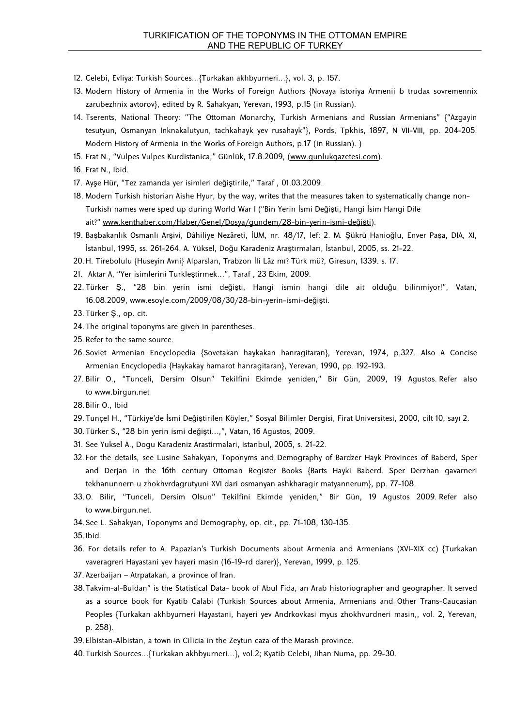12. Celebi, Evliya: Turkish Sources…{Turkakan akhbyurneri…}, vol. 3, p. 157.
13. Modern History of Armenia in the Works of Foreign Authors {Novaya istoriya Armenii b trudax sovremennix zarubezhnix avtorov}, edited by R. Sahakyan, Yerevan, 1993, p.15 (in Russian).
14. Tserents, National Theory: "The Ottoman Monarchy, Turkish Armenians and Russian Armenians" {"Azgayin tesutyun, Osmanyan Inknakalutyun, tachkahayk yev rusahayk"}, Pords, Tpkhis, 1897, N VII-VIII, pp. 204-205. Modern History of Armenia in the Works of Foreign Authors, p.17 (in Russian). )
15. Frat N., "Vulpes Vulpes Kurdistanica," Günlük, 17.8.2009, (www.gunlukgazetesi.com).
16. Frat N., Ibid.
17. Ayşe Hür, "Tez zamanda yer isimleri değiştirile," Taraf , 01.03.2009.
18. Modern Turkish historian Aishe Hyur, by the way, writes that the measures taken to systematically change non-Turkish names were sped up during World War I ("Bin Yerin İsmi Değişti, Hangi İsim Hangi Dile ait?" www.kenthaber.com/Haber/Genel/Dosya/gundem/28-bin-yerin-ismi-değişti).
19. Başbakanlık Osmanlı Arşivi, Dâhiliye Nezâreti, İUM, nr. 48/17, lef: 2. M. Şükrü Hanioğlu, Enver Paşa, DIA, XI, İstanbul, 1995, ss. 261-264. A. Yüksel, Doğu Karadeniz Araştırmaları, İstanbul, 2005, ss. 21-22.
20. H. Tirebolulu {Huseyin Avni} Alparslan, Trabzon İli Lâz mı? Türk mü?, Giresun, 1339. s. 17.
21. Aktar A, "Yer isimlerini Turkleştirmek…", Taraf , 23 Ekim, 2009.
22. Türker Ş., "28 bin yerin ismi değişti, Hangi ismin hangi dile ait olduğu bilinmiyor!", Vatan, 16.08.2009, www.esoyle.com/2009/08/30/28-bin-yerin-ismi-değişti.
23. Türker Ş., op. cit.
24. The original toponyms are given in parentheses.
25. Refer to the same source.
26. Soviet Armenian Encyclopedia {Sovetakan haykakan hanragitaran}, Yerevan, 1974, p.327. Also A Concise Armenian Encyclopedia {Haykakay hamarot hanragitaran}, Yerevan, 1990, pp. 192-193.
27. Bilir O., "Tunceli, Dersim Olsun" Tekilfini Ekimde yeniden," Bir Gün, 2009, 19 Agustos. Refer also to www.birgun.net
28. Bilir O., Ibid
29. Tunçel H., "Türkiye'de İsmi Değiştirilen Köyler," Sosyal Bilimler Dergisi, Firat Universitesi, 2000, cilt 10, sayı 2.
30. Türker S., "28 bin yerin ismi değişti…,", Vatan, 16 Agustos, 2009.
31. See Yuksel A., Dogu Karadeniz Arastirmalari, Istanbul, 2005, s. 21-22.
32. For the details, see Lusine Sahakyan, Toponyms and Demography of Bardzer Hayk Provinces of Baberd, Sper and Derjan in the 16th century Ottoman Register Books {Barts Hayki Baberd. Sper Derzhan gavarneri tekhanunnern u zhokhvrdagrutyuni XVI dari osmanyan ashkharagir matyannerum}, pp. 77-108.
33. O. Bilir, "Tunceli, Dersim Olsun" Tekilfini Ekimde yeniden," Bir Gün, 19 Agustos 2009. Refer also to www.birgun.net.
34. See L. Sahakyan, Toponyms and Demography, op. cit., pp. 71-108, 130-135.
35. Ibid.
36. For details refer to A. Papazian's Turkish Documents about Armenia and Armenians (XVI-XIX cc) {Turkakan vaveragreri Hayastani yev hayeri masin (16-19-rd darer)}, Yerevan, 1999, p. 125.
37. Azerbaijan – Atrpatakan, a province of Iran.
38. Takvim-al-Buldan" is the Statistical Data- book of Abul Fida, an Arab historiographer and geographer. It served as a source book for Kyatib Calabi (Turkish Sources about Armenia, Armenians and Other Trans-Caucasian Peoples {Turkakan akhbyurneri Hayastani, hayeri yev Andrkovkasi myus zhokhvurdneri masin,, vol. 2, Yerevan, p. 258).
39. Elbistan-Albistan, a town in Cilicia in the Zeytun caza of the Marash province.
40. Turkish Sources…{Turkakan akhbyurneri…}, vol.2; Kyatib Celebi, Jihan Numa, pp. 29-30.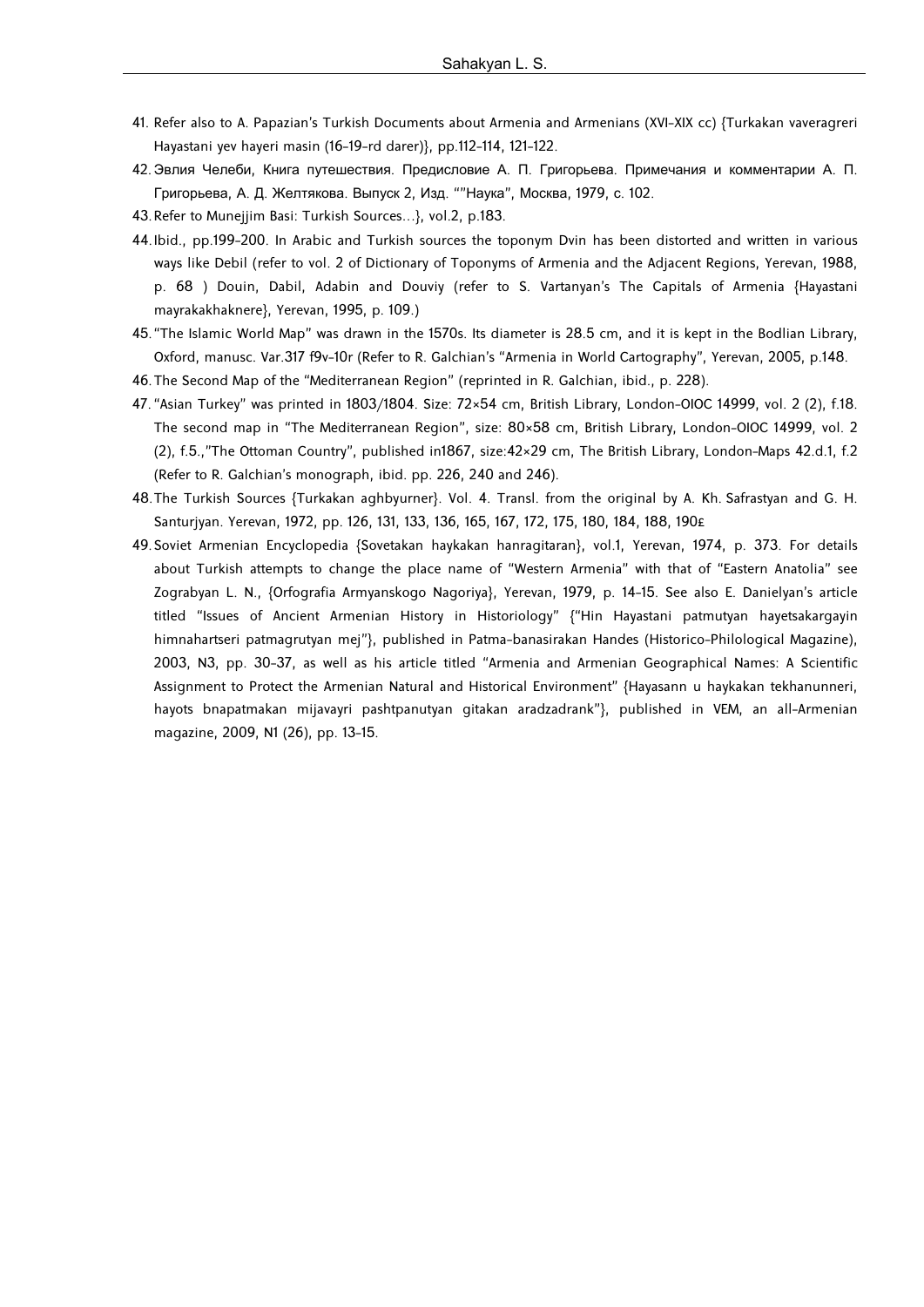41. Refer also to A. Papazian's Turkish Documents about Armenia and Armenians (XVI-XIX cc) {Turkakan vaveragreri Hayastani yev hayeri masin (16-19-rd darer)}, pp.112-114, 121-122.
42. Эвлия Челеби, Книга путешествия. Предисловие А. П. Григорьева. Примечания и комментарии А. П. Григорьева, А. Д. Желтякова. Выпуск 2, Изд. ""Наука", Москва, 1979, с. 102.
43. Refer to Munejjim Basi: Turkish Sources…}, vol.2, p.183.
44. Ibid., pp.199-200. In Arabic and Turkish sources the toponym Dvin has been distorted and written in various ways like Debil (refer to vol. 2 of Dictionary of Toponyms of Armenia and the Adjacent Regions, Yerevan, 1988, p. 68 ) Douin, Dabil, Adabin and Douviy (refer to S. Vartanyan's The Capitals of Armenia {Hayastani mayrakakhaknere}, Yerevan, 1995, p. 109.)
45. "The Islamic World Map" was drawn in the 1570s. Its diameter is 28.5 cm, and it is kept in the Bodlian Library, Oxford, manusc. Var.317 f9v-10r (Refer to R. Galchian's "Armenia in World Cartography", Yerevan, 2005, p.148.
46. The Second Map of the "Mediterranean Region" (reprinted in R. Galchian, ibid., p. 228).
47. "Asian Turkey" was printed in 1803/1804. Size: 72×54 cm, British Library, London-OIOC 14999, vol. 2 (2), f.18. The second map in "The Mediterranean Region", size: 80×58 cm, British Library, London-OIOC 14999, vol. 2 (2), f.5.,"The Ottoman Country", published in1867, size:42×29 cm, The British Library, London-Maps 42.d.1, f.2 (Refer to R. Galchian's monograph, ibid. pp. 226, 240 and 246).
48. The Turkish Sources {Turkakan aghbyurner}. Vol. 4. Transl. from the original by A. Kh. Safrastyan and G. H. Santurjyan. Yerevan, 1972, pp. 126, 131, 133, 136, 165, 167, 172, 175, 180, 184, 188, 190£
49. Soviet Armenian Encyclopedia {Sovetakan haykakan hanragitaran}, vol.1, Yerevan, 1974, p. 373. For details about Turkish attempts to change the place name of "Western Armenia" with that of "Eastern Anatolia" see Zograbyan L. N., {Orfografia Armyanskogo Nagoriya}, Yerevan, 1979, p. 14-15. See also E. Danielyan's article titled "Issues of Ancient Armenian History in Historiology" {"Hin Hayastani patmutyan hayetsakargayin himnahartseri patmagrutyan mej"}, published in Patma-banasirakan Handes (Historico-Philological Magazine), 2003, N3, pp. 30-37, as well as his article titled "Armenia and Armenian Geographical Names: A Scientific Assignment to Protect the Armenian Natural and Historical Environment" {Hayasann u haykakan tekhanunneri, hayots bnapatmakan mijavayri pashtpanutyan gitakan aradzadrank"}, published in VEM, an all-Armenian magazine, 2009, N1 (26), pp. 13-15.